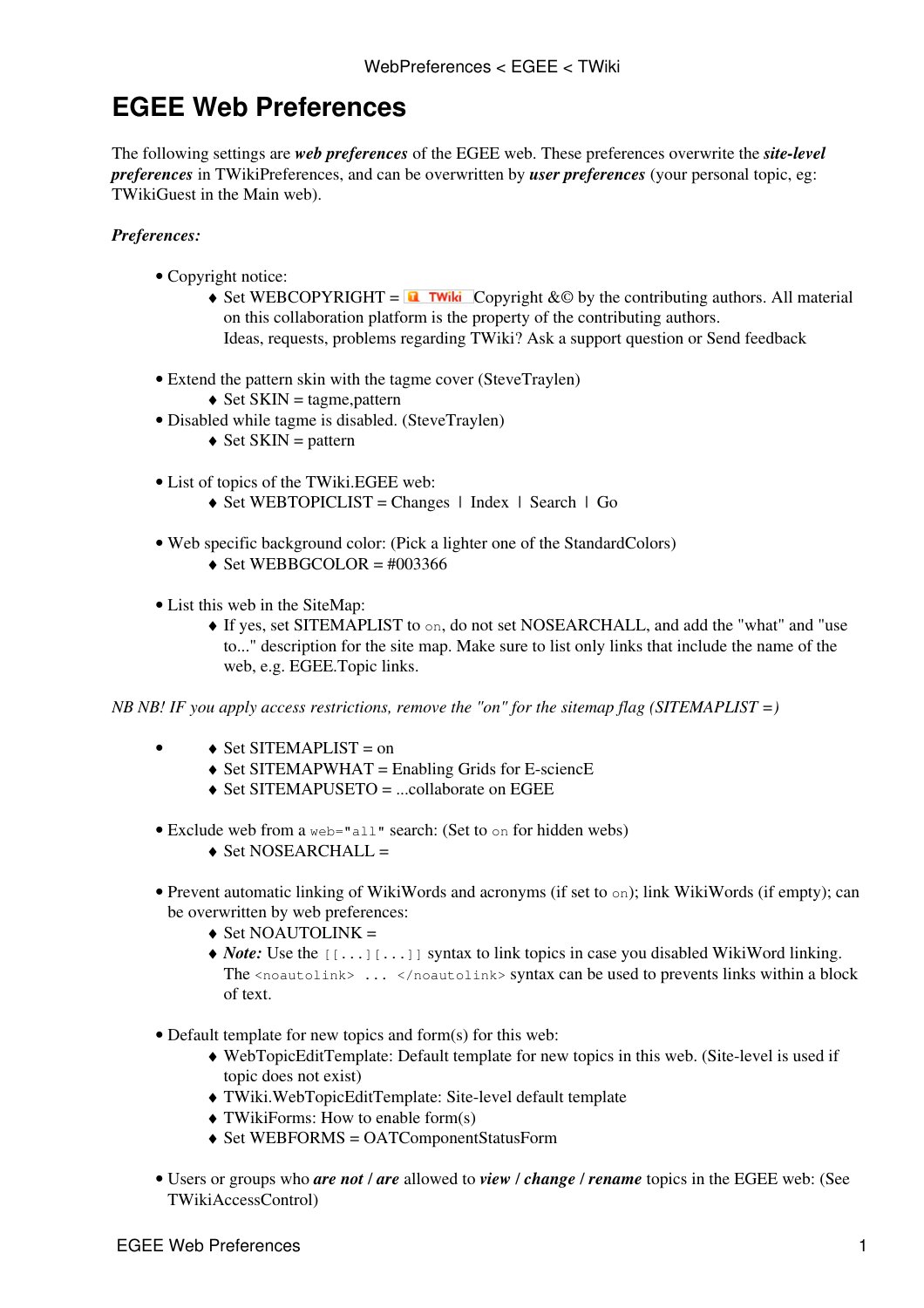# EGEE Web Preferences

The following settings are ***web preferences*** of the EGEE web. These preferences overwrite the ***site-level preferences*** in TWikiPreferences, and can be overwritten by ***user preferences*** (your personal topic, eg: TWikiGuest in the Main web).

***Preferences:***

- Copyright notice:
  - Set WEBCOPYRIGHT = TWiki Copyright &© by the contributing authors. All material on this collaboration platform is the property of the contributing authors.
    Ideas, requests, problems regarding TWiki? Ask a support question or Send feedback
- Extend the pattern skin with the tagme cover (SteveTraylen)
  - Set SKIN = tagme,pattern
- Disabled while tagme is disabled. (SteveTraylen)
  - Set SKIN = pattern
- List of topics of the TWiki.EGEE web:
  - Set WEBTOPICLIST = Changes | Index | Search | Go
- Web specific background color: (Pick a lighter one of the StandardColors)
  - Set WEBBGCOLOR = #003366
- List this web in the SiteMap:
  - If yes, set SITEMAPLIST to `on`, do not set NOSEARCHALL, and add the "what" and "use to..." description for the site map. Make sure to list only links that include the name of the web, e.g. EGEE.Topic links.

*NB NB! IF you apply access restrictions, remove the "on" for the sitemap flag (SITEMAPLIST =)*

- 
  - Set SITEMAPLIST = on
  - Set SITEMAPWHAT = Enabling Grids for E-sciencE
  - Set SITEMAPUSETO = ...collaborate on EGEE
- Exclude web from a `web="all"` search: (Set to `on` for hidden webs)
  - Set NOSEARCHALL =
- Prevent automatic linking of WikiWords and acronyms (if set to `on`); link WikiWords (if empty); can be overwritten by web preferences:
  - Set NOAUTOLINK =
  - ***Note:*** Use the `[[...][...]]` syntax to link topics in case you disabled WikiWord linking. The `<noautolink> ... </noautolink>` syntax can be used to prevents links within a block of text.
- Default template for new topics and form(s) for this web:
  - WebTopicEditTemplate: Default template for new topics in this web. (Site-level is used if topic does not exist)
  - TWiki.WebTopicEditTemplate: Site-level default template
  - TWikiForms: How to enable form(s)
  - Set WEBFORMS = OATComponentStatusForm
- Users or groups who ***are not / are*** allowed to ***view / change / rename*** topics in the EGEE web: (See TWikiAccessControl)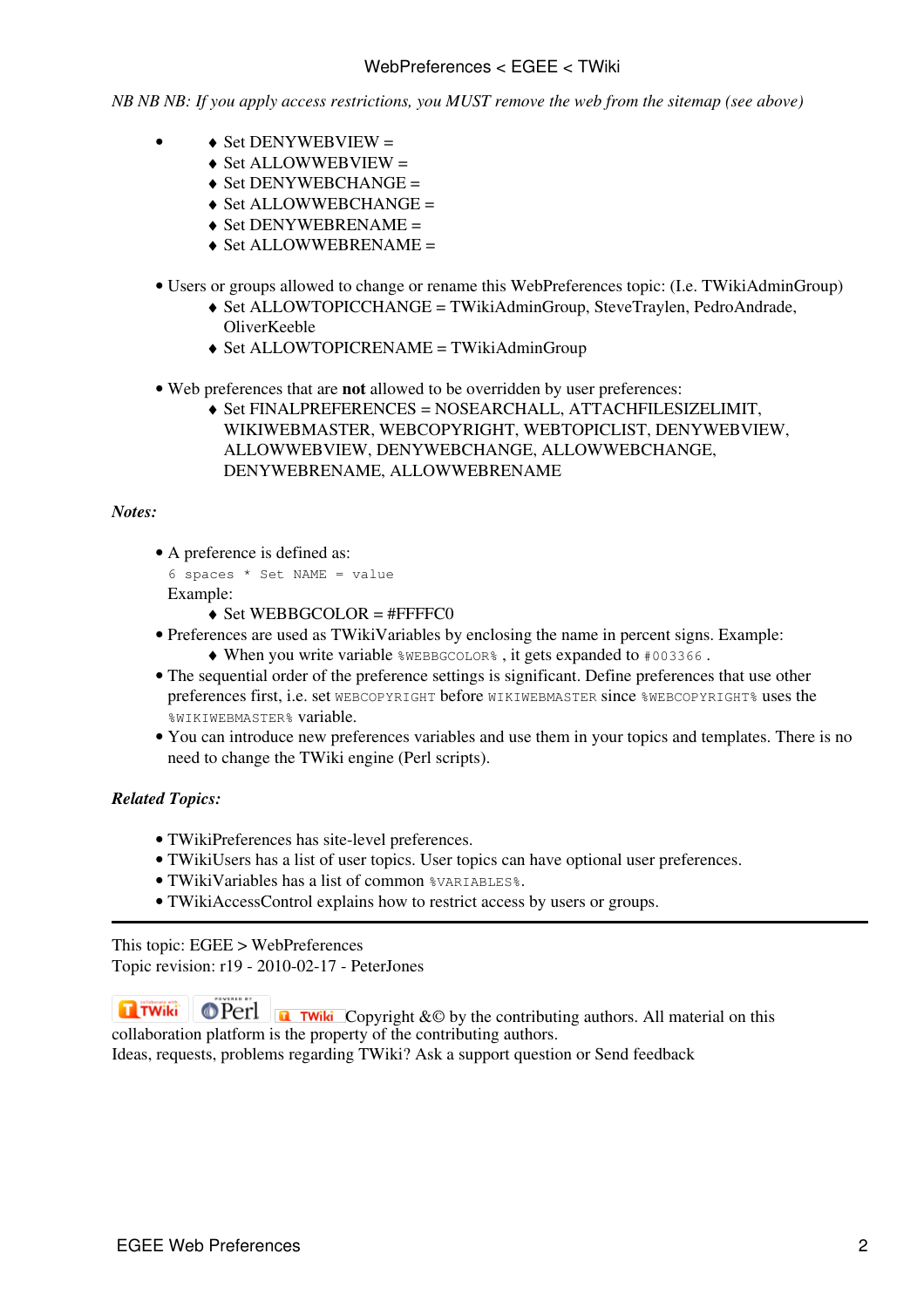*NB NB NB: If you apply access restrictions, you MUST remove the web from the sitemap (see above)*

- 
    - Set DENYWEBVIEW =
    - Set ALLOWWEBVIEW =
    - Set DENYWEBCHANGE =
    - Set ALLOWWEBCHANGE =
    - Set DENYWEBRENAME =
    - Set ALLOWWEBRENAME =

- Users or groups allowed to change or rename this WebPreferences topic: (I.e. TWikiAdminGroup)
    - Set ALLOWTOPICCHANGE = TWikiAdminGroup, SteveTraylen, PedroAndrade, OliverKeeble
    - Set ALLOWTOPICRENAME = TWikiAdminGroup

- Web preferences that are **not** allowed to be overridden by user preferences:
    - Set FINALPREFERENCES = NOSEARCHALL, ATTACHFILESIZELIMIT, WIKIWEBMASTER, WEBCOPYRIGHT, WEBTOPICLIST, DENYWEBVIEW, ALLOWWEBVIEW, DENYWEBCHANGE, ALLOWWEBCHANGE, DENYWEBRENAME, ALLOWWEBRENAME

***Notes:***

- A preference is defined as:
  `6 spaces * Set NAME = value`
  Example:
    - Set WEBBGCOLOR = #FFFFC0
- Preferences are used as TWikiVariables by enclosing the name in percent signs. Example:
    - When you write variable `%WEBBGCOLOR%` , it gets expanded to `#003366` .
- The sequential order of the preference settings is significant. Define preferences that use other preferences first, i.e. set `WEBCOPYRIGHT` before `WIKIWEBMASTER` since `%WEBCOPYRIGHT%` uses the `%WIKIWEBMASTER%` variable.
- You can introduce new preferences variables and use them in your topics and templates. There is no need to change the TWiki engine (Perl scripts).

***Related Topics:***

- TWikiPreferences has site-level preferences.
- TWikiUsers has a list of user topics. User topics can have optional user preferences.
- TWikiVariables has a list of common `%VARIABLES%`.
- TWikiAccessControl explains how to restrict access by users or groups.

---

This topic: EGEE > WebPreferences
Topic revision: r19 - 2010-02-17 - PeterJones

Copyright &© by the contributing authors. All material on this collaboration platform is the property of the contributing authors.
Ideas, requests, problems regarding TWiki? Ask a support question or Send feedback